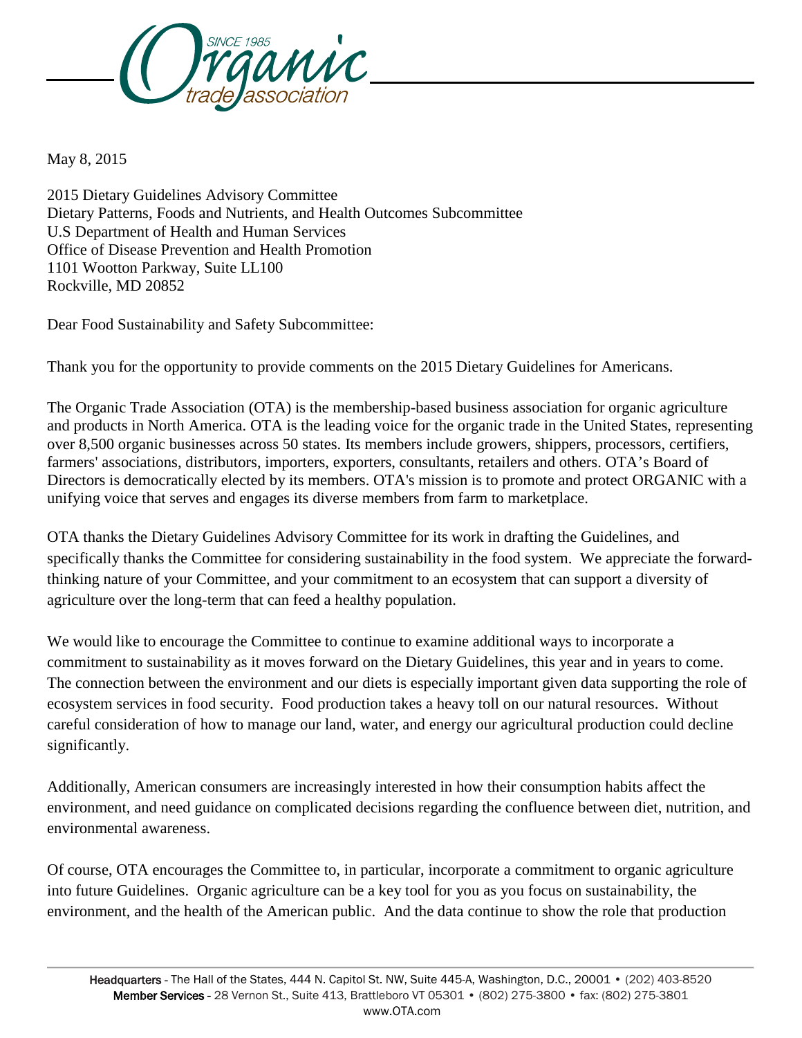May 8, 2015

2015 Dietary Guidelines Advisory Committee
Dietary Patterns, Foods and Nutrients, and Health Outcomes Subcommittee
U.S Department of Health and Human Services
Office of Disease Prevention and Health Promotion
1101 Wootton Parkway, Suite LL100
Rockville, MD 20852

Dear Food Sustainability and Safety Subcommittee:

Thank you for the opportunity to provide comments on the 2015 Dietary Guidelines for Americans.

The Organic Trade Association (OTA) is the membership-based business association for organic agriculture and products in North America. OTA is the leading voice for the organic trade in the United States, representing over 8,500 organic businesses across 50 states. Its members include growers, shippers, processors, certifiers, farmers' associations, distributors, importers, exporters, consultants, retailers and others. OTA's Board of Directors is democratically elected by its members. OTA's mission is to promote and protect ORGANIC with a unifying voice that serves and engages its diverse members from farm to marketplace.

OTA thanks the Dietary Guidelines Advisory Committee for its work in drafting the Guidelines, and specifically thanks the Committee for considering sustainability in the food system. We appreciate the forward-thinking nature of your Committee, and your commitment to an ecosystem that can support a diversity of agriculture over the long-term that can feed a healthy population.

We would like to encourage the Committee to continue to examine additional ways to incorporate a commitment to sustainability as it moves forward on the Dietary Guidelines, this year and in years to come. The connection between the environment and our diets is especially important given data supporting the role of ecosystem services in food security. Food production takes a heavy toll on our natural resources. Without careful consideration of how to manage our land, water, and energy our agricultural production could decline significantly.

Additionally, American consumers are increasingly interested in how their consumption habits affect the environment, and need guidance on complicated decisions regarding the confluence between diet, nutrition, and environmental awareness.

Of course, OTA encourages the Committee to, in particular, incorporate a commitment to organic agriculture into future Guidelines. Organic agriculture can be a key tool for you as you focus on sustainability, the environment, and the health of the American public. And the data continue to show the role that production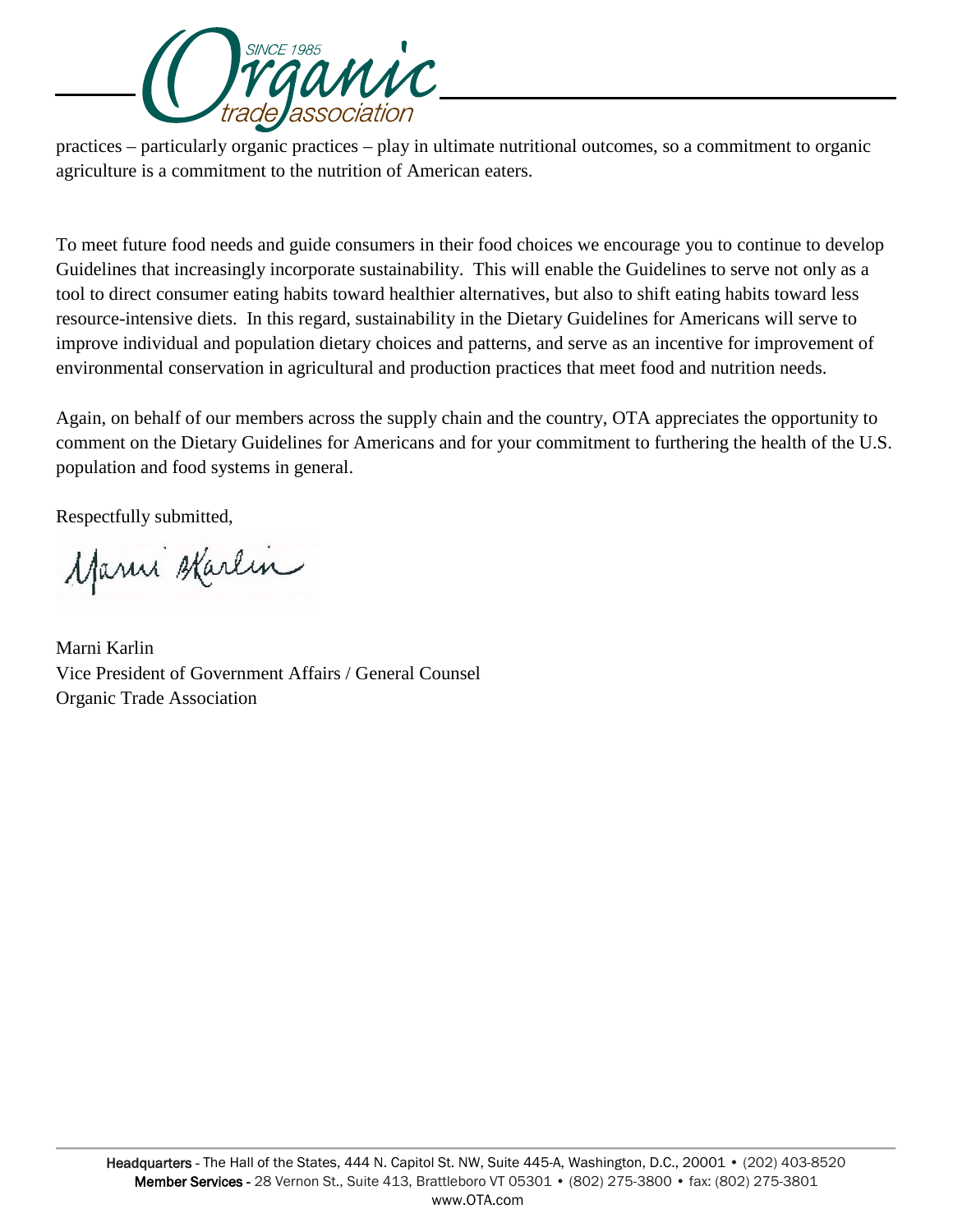practices – particularly organic practices – play in ultimate nutritional outcomes, so a commitment to organic agriculture is a commitment to the nutrition of American eaters.

To meet future food needs and guide consumers in their food choices we encourage you to continue to develop Guidelines that increasingly incorporate sustainability. This will enable the Guidelines to serve not only as a tool to direct consumer eating habits toward healthier alternatives, but also to shift eating habits toward less resource-intensive diets. In this regard, sustainability in the Dietary Guidelines for Americans will serve to improve individual and population dietary choices and patterns, and serve as an incentive for improvement of environmental conservation in agricultural and production practices that meet food and nutrition needs.

Again, on behalf of our members across the supply chain and the country, OTA appreciates the opportunity to comment on the Dietary Guidelines for Americans and for your commitment to furthering the health of the U.S. population and food systems in general.

Respectfully submitted,

Marni Karlin
Vice President of Government Affairs / General Counsel
Organic Trade Association

**Headquarters** - The Hall of the States, 444 N. Capitol St. NW, Suite 445-A, Washington, D.C., 20001 • (202) 403-8520
**Member Services** - 28 Vernon St., Suite 413, Brattleboro VT 05301 • (802) 275-3800 • fax: (802) 275-3801
www.OTA.com